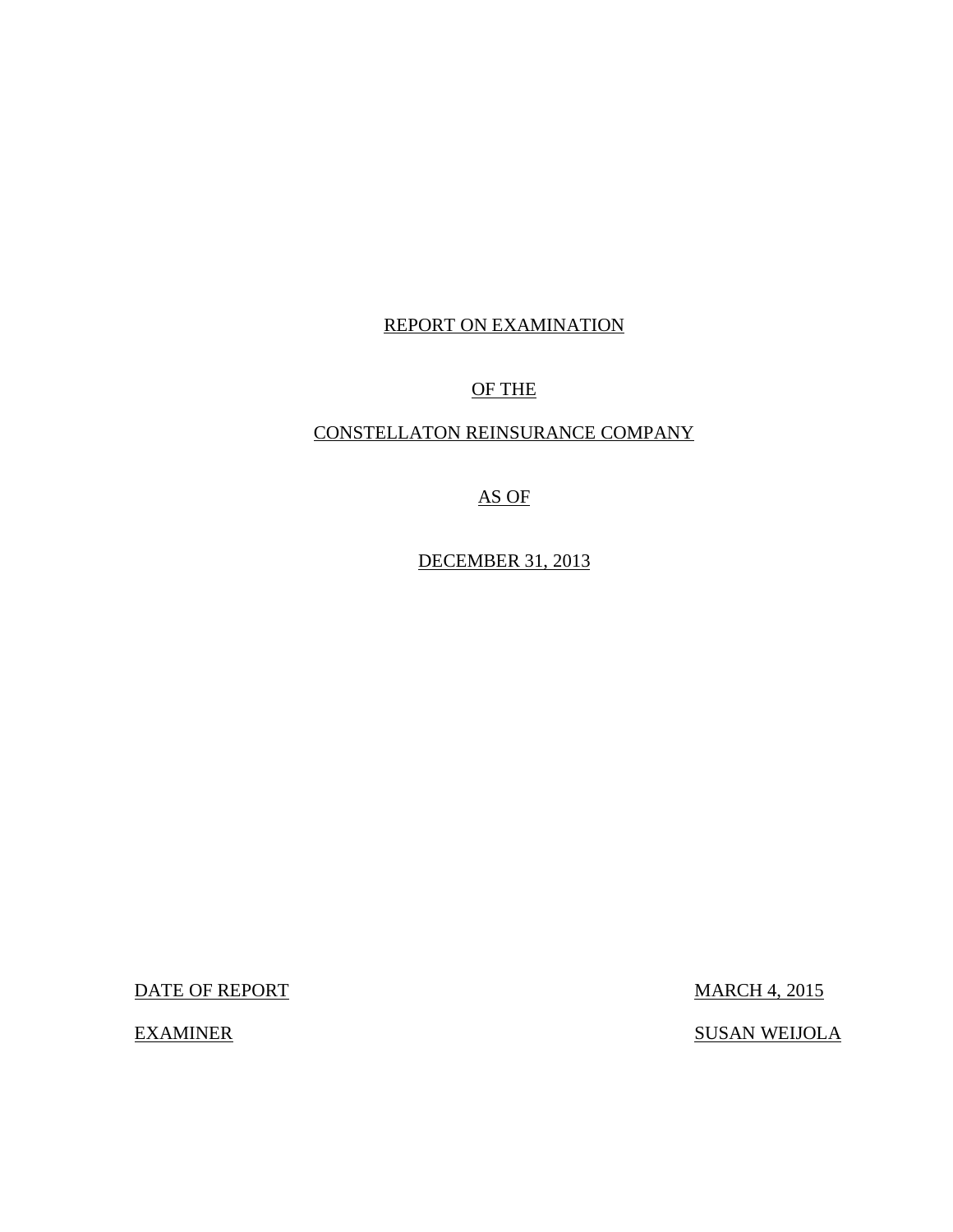REPORT ON EXAMINATION

OF THE

CONSTELLATON REINSURANCE COMPANY

AS OF

DECEMBER 31, 2013

| DATE OF REPORT | MARCH 4, 2015 |
|---|---|
| EXAMINER | SUSAN WEIJOLA |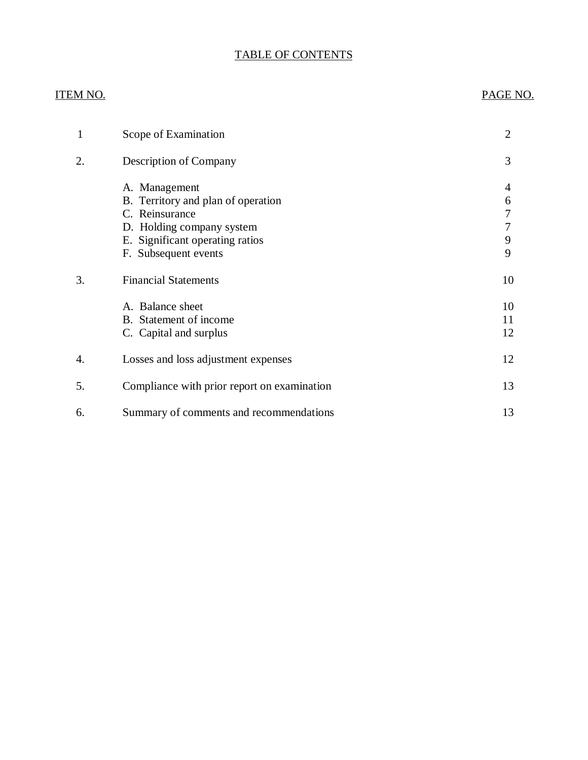# TABLE OF CONTENTS

| ITEM NO. | | PAGE NO. |
|---|---|---|
| 1 | Scope of Examination | 2 |
| 2. | Description of Company | 3 |
| | A. Management | 4 |
| | B. Territory and plan of operation | 6 |
| | C. Reinsurance | 7 |
| | D. Holding company system | 7 |
| | E. Significant operating ratios | 9 |
| | F. Subsequent events | 9 |
| 3. | Financial Statements | 10 |
| | A. Balance sheet | 10 |
| | B. Statement of income | 11 |
| | C. Capital and surplus | 12 |
| 4. | Losses and loss adjustment expenses | 12 |
| 5. | Compliance with prior report on examination | 13 |
| 6. | Summary of comments and recommendations | 13 |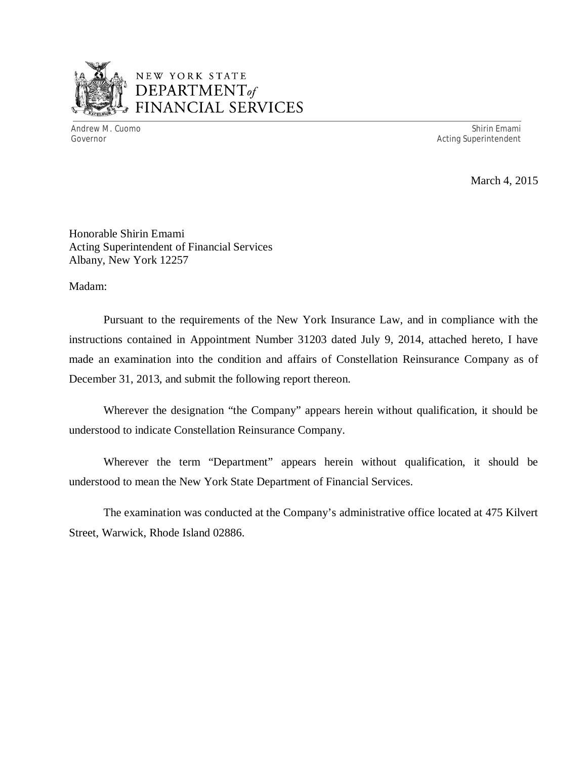NEW YORK STATE
DEPARTMENT *of*
FINANCIAL SERVICES

Andrew M. Cuomo
Governor

Shirin Emami
Acting Superintendent

March 4, 2015

Honorable Shirin Emami
Acting Superintendent of Financial Services
Albany, New York 12257

Madam:

Pursuant to the requirements of the New York Insurance Law, and in compliance with the instructions contained in Appointment Number 31203 dated July 9, 2014, attached hereto, I have made an examination into the condition and affairs of Constellation Reinsurance Company as of December 31, 2013, and submit the following report thereon.

Wherever the designation "the Company" appears herein without qualification, it should be understood to indicate Constellation Reinsurance Company.

Wherever the term "Department" appears herein without qualification, it should be understood to mean the New York State Department of Financial Services.

The examination was conducted at the Company's administrative office located at 475 Kilvert Street, Warwick, Rhode Island 02886.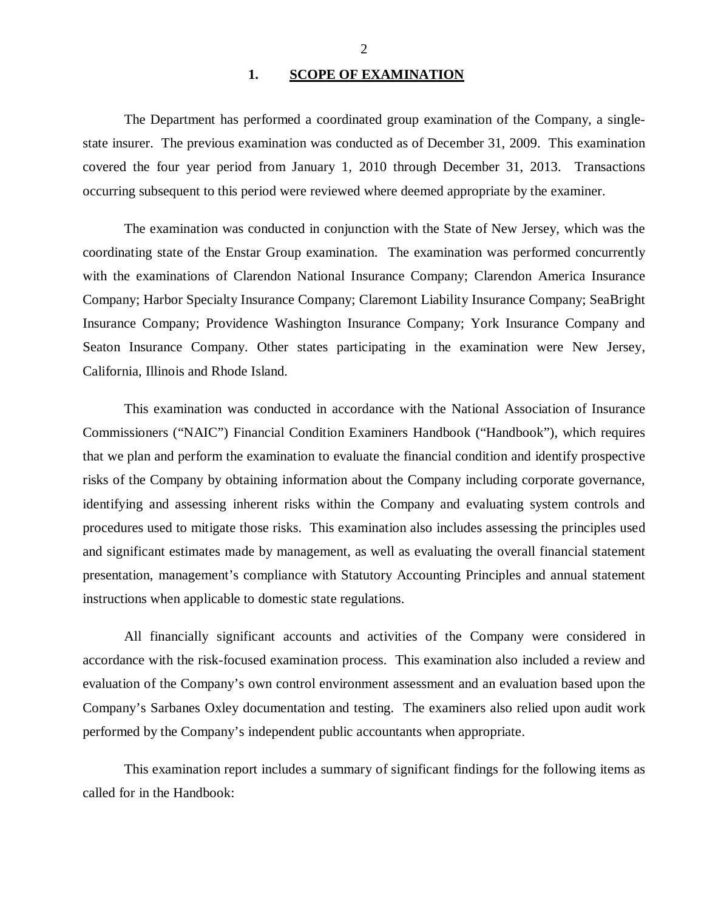## 1. SCOPE OF EXAMINATION

The Department has performed a coordinated group examination of the Company, a single-state insurer. The previous examination was conducted as of December 31, 2009. This examination covered the four year period from January 1, 2010 through December 31, 2013. Transactions occurring subsequent to this period were reviewed where deemed appropriate by the examiner.

The examination was conducted in conjunction with the State of New Jersey, which was the coordinating state of the Enstar Group examination. The examination was performed concurrently with the examinations of Clarendon National Insurance Company; Clarendon America Insurance Company; Harbor Specialty Insurance Company; Claremont Liability Insurance Company; SeaBright Insurance Company; Providence Washington Insurance Company; York Insurance Company and Seaton Insurance Company. Other states participating in the examination were New Jersey, California, Illinois and Rhode Island.

This examination was conducted in accordance with the National Association of Insurance Commissioners ("NAIC") Financial Condition Examiners Handbook ("Handbook"), which requires that we plan and perform the examination to evaluate the financial condition and identify prospective risks of the Company by obtaining information about the Company including corporate governance, identifying and assessing inherent risks within the Company and evaluating system controls and procedures used to mitigate those risks. This examination also includes assessing the principles used and significant estimates made by management, as well as evaluating the overall financial statement presentation, management's compliance with Statutory Accounting Principles and annual statement instructions when applicable to domestic state regulations.

All financially significant accounts and activities of the Company were considered in accordance with the risk-focused examination process. This examination also included a review and evaluation of the Company's own control environment assessment and an evaluation based upon the Company's Sarbanes Oxley documentation and testing. The examiners also relied upon audit work performed by the Company's independent public accountants when appropriate.

This examination report includes a summary of significant findings for the following items as called for in the Handbook: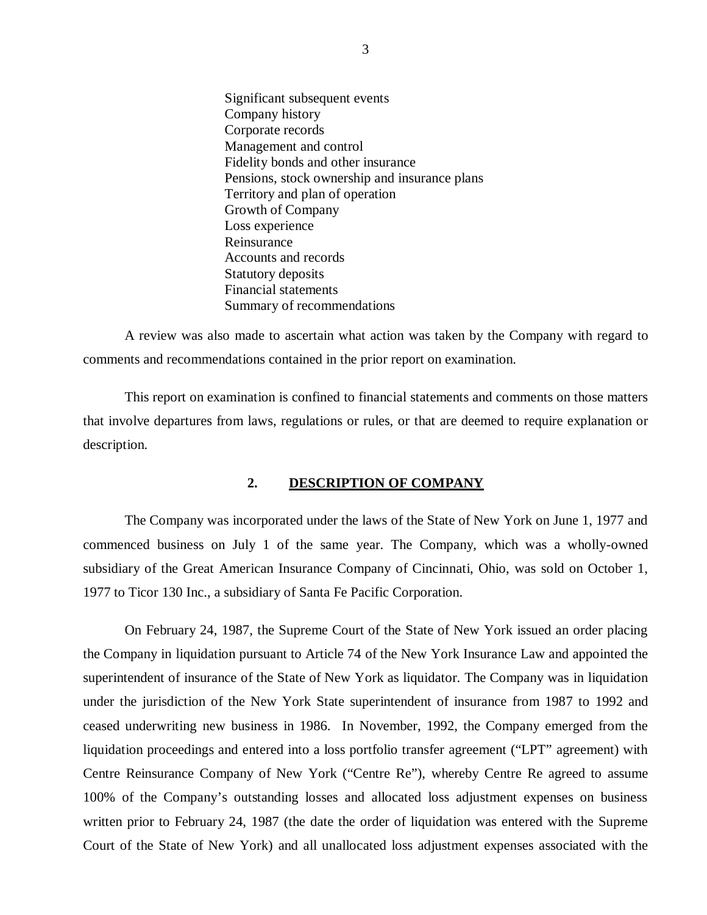Significant subsequent events
Company history
Corporate records
Management and control
Fidelity bonds and other insurance
Pensions, stock ownership and insurance plans
Territory and plan of operation
Growth of Company
Loss experience
Reinsurance
Accounts and records
Statutory deposits
Financial statements
Summary of recommendations

A review was also made to ascertain what action was taken by the Company with regard to comments and recommendations contained in the prior report on examination.

This report on examination is confined to financial statements and comments on those matters that involve departures from laws, regulations or rules, or that are deemed to require explanation or description.

## 2. DESCRIPTION OF COMPANY

The Company was incorporated under the laws of the State of New York on June 1, 1977 and commenced business on July 1 of the same year. The Company, which was a wholly-owned subsidiary of the Great American Insurance Company of Cincinnati, Ohio, was sold on October 1, 1977 to Ticor 130 Inc., a subsidiary of Santa Fe Pacific Corporation.

On February 24, 1987, the Supreme Court of the State of New York issued an order placing the Company in liquidation pursuant to Article 74 of the New York Insurance Law and appointed the superintendent of insurance of the State of New York as liquidator. The Company was in liquidation under the jurisdiction of the New York State superintendent of insurance from 1987 to 1992 and ceased underwriting new business in 1986. In November, 1992, the Company emerged from the liquidation proceedings and entered into a loss portfolio transfer agreement ("LPT" agreement) with Centre Reinsurance Company of New York ("Centre Re"), whereby Centre Re agreed to assume 100% of the Company's outstanding losses and allocated loss adjustment expenses on business written prior to February 24, 1987 (the date the order of liquidation was entered with the Supreme Court of the State of New York) and all unallocated loss adjustment expenses associated with the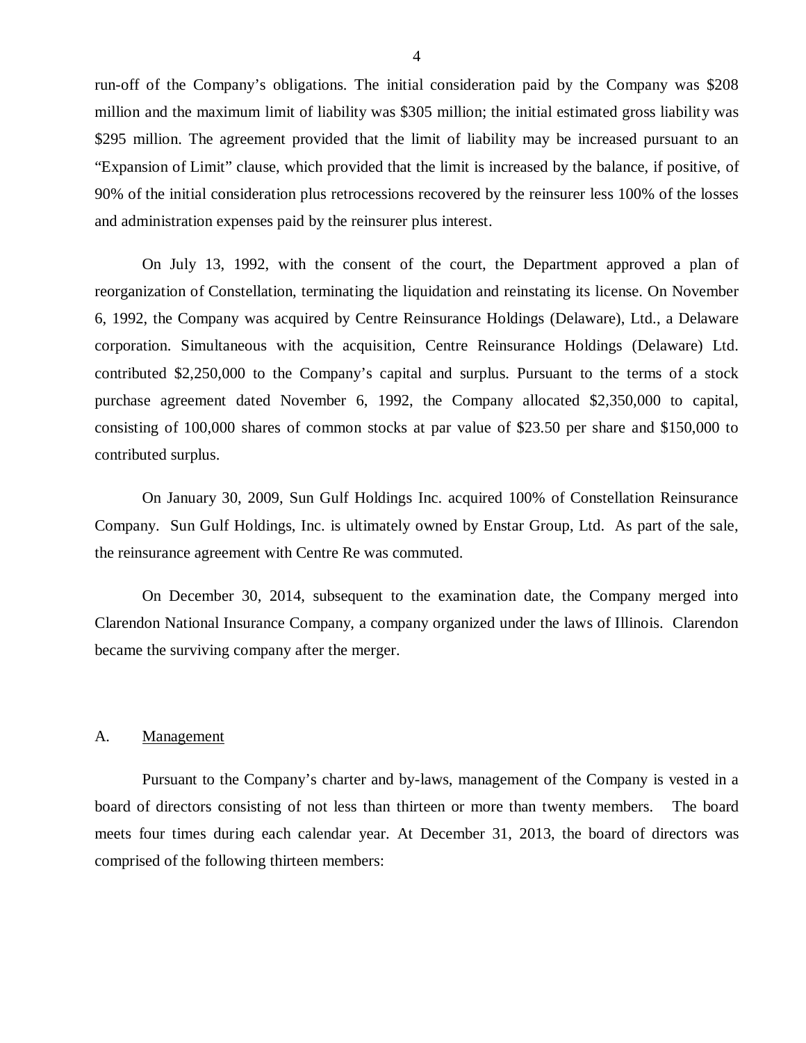run-off of the Company's obligations. The initial consideration paid by the Company was $208 million and the maximum limit of liability was $305 million; the initial estimated gross liability was $295 million. The agreement provided that the limit of liability may be increased pursuant to an "Expansion of Limit" clause, which provided that the limit is increased by the balance, if positive, of 90% of the initial consideration plus retrocessions recovered by the reinsurer less 100% of the losses and administration expenses paid by the reinsurer plus interest.

On July 13, 1992, with the consent of the court, the Department approved a plan of reorganization of Constellation, terminating the liquidation and reinstating its license. On November 6, 1992, the Company was acquired by Centre Reinsurance Holdings (Delaware), Ltd., a Delaware corporation. Simultaneous with the acquisition, Centre Reinsurance Holdings (Delaware) Ltd. contributed $2,250,000 to the Company's capital and surplus. Pursuant to the terms of a stock purchase agreement dated November 6, 1992, the Company allocated $2,350,000 to capital, consisting of 100,000 shares of common stocks at par value of $23.50 per share and $150,000 to contributed surplus.

On January 30, 2009, Sun Gulf Holdings Inc. acquired 100% of Constellation Reinsurance Company. Sun Gulf Holdings, Inc. is ultimately owned by Enstar Group, Ltd. As part of the sale, the reinsurance agreement with Centre Re was commuted.

On December 30, 2014, subsequent to the examination date, the Company merged into Clarendon National Insurance Company, a company organized under the laws of Illinois. Clarendon became the surviving company after the merger.

## A. Management

Pursuant to the Company's charter and by-laws, management of the Company is vested in a board of directors consisting of not less than thirteen or more than twenty members. The board meets four times during each calendar year. At December 31, 2013, the board of directors was comprised of the following thirteen members: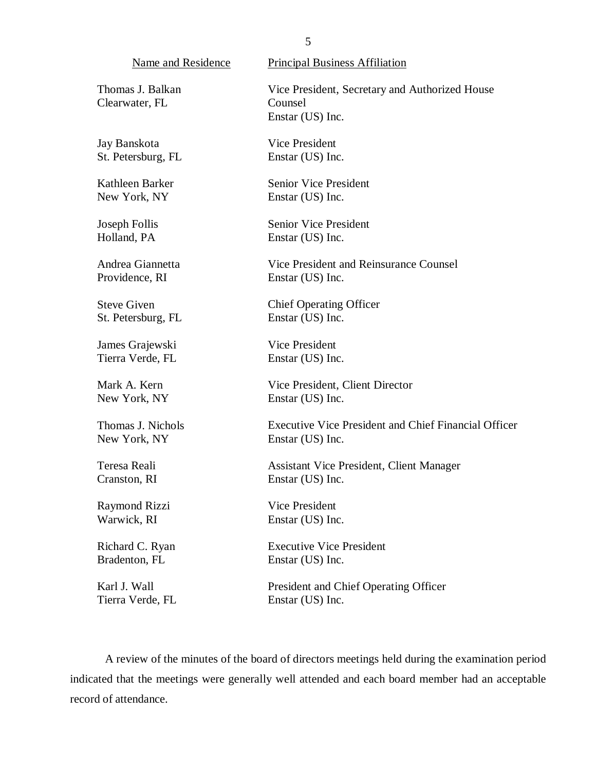| Name and Residence | Principal Business Affiliation |
|---|---|
| Thomas J. Balkan<br>Clearwater, FL | Vice President, Secretary and Authorized House Counsel<br>Enstar (US) Inc. |
| Jay Banskota<br>St. Petersburg, FL | Vice President<br>Enstar (US) Inc. |
| Kathleen Barker<br>New York, NY | Senior Vice President<br>Enstar (US) Inc. |
| Joseph Follis<br>Holland, PA | Senior Vice President<br>Enstar (US) Inc. |
| Andrea Giannetta<br>Providence, RI | Vice President and Reinsurance Counsel<br>Enstar (US) Inc. |
| Steve Given<br>St. Petersburg, FL | Chief Operating Officer<br>Enstar (US) Inc. |
| James Grajewski<br>Tierra Verde, FL | Vice President<br>Enstar (US) Inc. |
| Mark A. Kern<br>New York, NY | Vice President, Client Director<br>Enstar (US) Inc. |
| Thomas J. Nichols<br>New York, NY | Executive Vice President and Chief Financial Officer<br>Enstar (US) Inc. |
| Teresa Reali<br>Cranston, RI | Assistant Vice President, Client Manager<br>Enstar (US) Inc. |
| Raymond Rizzi<br>Warwick, RI | Vice President<br>Enstar (US) Inc. |
| Richard C. Ryan<br>Bradenton, FL | Executive Vice President<br>Enstar (US) Inc. |
| Karl J. Wall<br>Tierra Verde, FL | President and Chief Operating Officer<br>Enstar (US) Inc. |

A review of the minutes of the board of directors meetings held during the examination period indicated that the meetings were generally well attended and each board member had an acceptable record of attendance.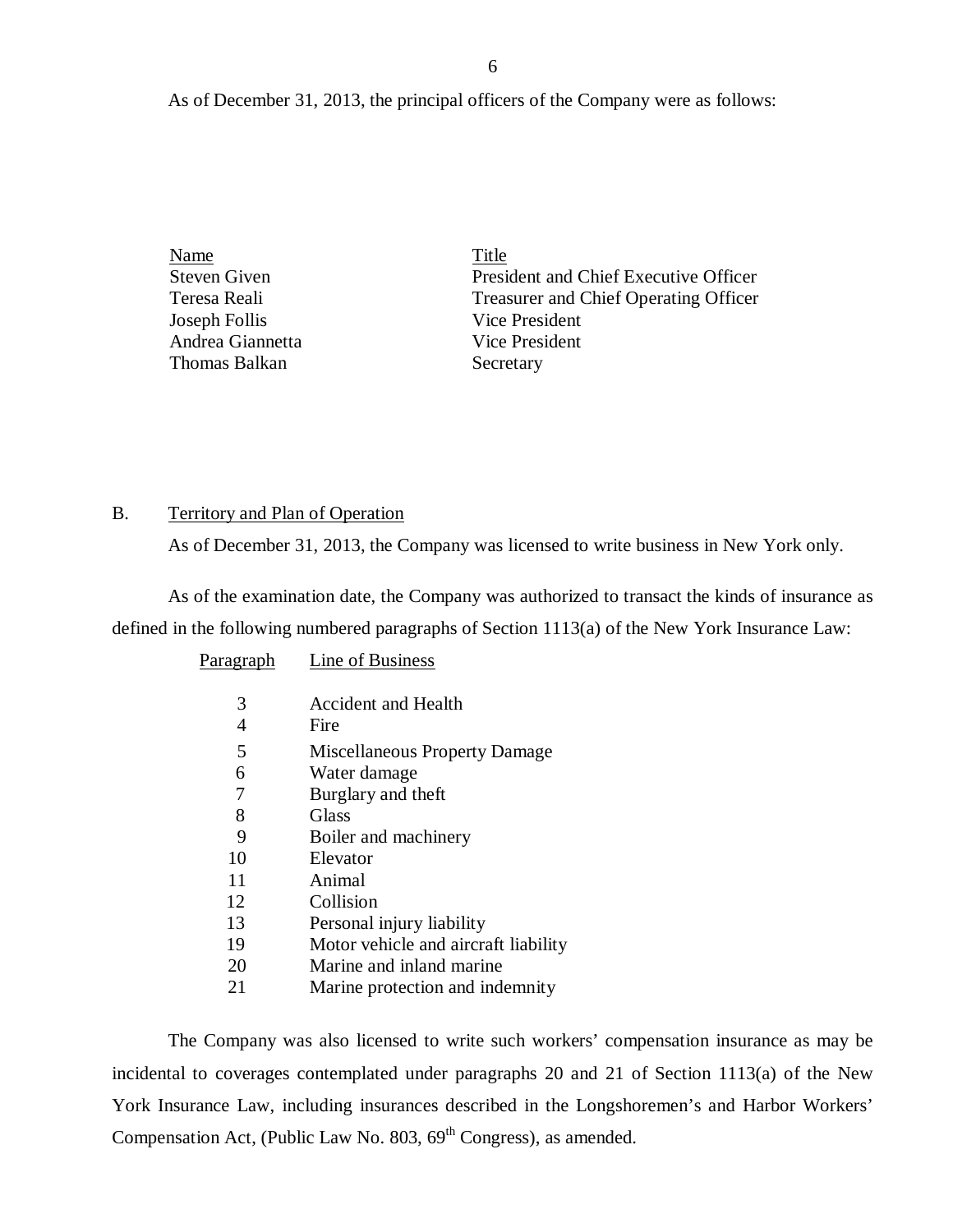As of December 31, 2013, the principal officers of the Company were as follows:

| Name | Title |
|---|---|
| Steven Given | President and Chief Executive Officer |
| Teresa Reali | Treasurer and Chief Operating Officer |
| Joseph Follis | Vice President |
| Andrea Giannetta | Vice President |
| Thomas Balkan | Secretary |

## B. Territory and Plan of Operation

As of December 31, 2013, the Company was licensed to write business in New York only.

As of the examination date, the Company was authorized to transact the kinds of insurance as defined in the following numbered paragraphs of Section 1113(a) of the New York Insurance Law:

| Paragraph | Line of Business |
|---|---|
| 3 | Accident and Health |
| 4 | Fire |
| 5 | Miscellaneous Property Damage |
| 6 | Water damage |
| 7 | Burglary and theft |
| 8 | Glass |
| 9 | Boiler and machinery |
| 10 | Elevator |
| 11 | Animal |
| 12 | Collision |
| 13 | Personal injury liability |
| 19 | Motor vehicle and aircraft liability |
| 20 | Marine and inland marine |
| 21 | Marine protection and indemnity |

The Company was also licensed to write such workers' compensation insurance as may be incidental to coverages contemplated under paragraphs 20 and 21 of Section 1113(a) of the New York Insurance Law, including insurances described in the Longshoremen's and Harbor Workers' Compensation Act, (Public Law No. 803, 69th Congress), as amended.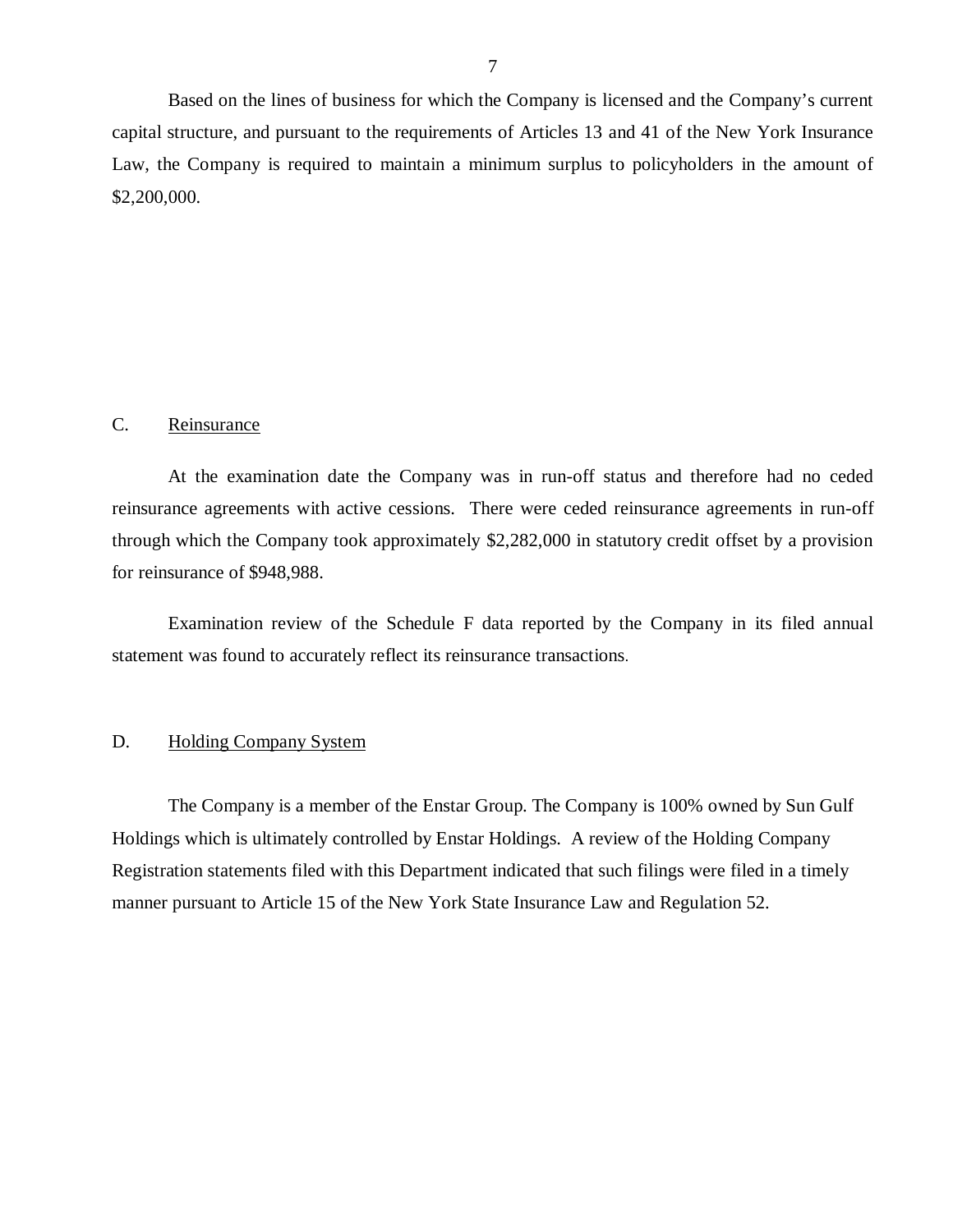Based on the lines of business for which the Company is licensed and the Company's current capital structure, and pursuant to the requirements of Articles 13 and 41 of the New York Insurance Law, the Company is required to maintain a minimum surplus to policyholders in the amount of $2,200,000.

## C. Reinsurance

At the examination date the Company was in run-off status and therefore had no ceded reinsurance agreements with active cessions. There were ceded reinsurance agreements in run-off through which the Company took approximately $2,282,000 in statutory credit offset by a provision for reinsurance of $948,988.

Examination review of the Schedule F data reported by the Company in its filed annual statement was found to accurately reflect its reinsurance transactions.

## D. Holding Company System

The Company is a member of the Enstar Group. The Company is 100% owned by Sun Gulf Holdings which is ultimately controlled by Enstar Holdings. A review of the Holding Company Registration statements filed with this Department indicated that such filings were filed in a timely manner pursuant to Article 15 of the New York State Insurance Law and Regulation 52.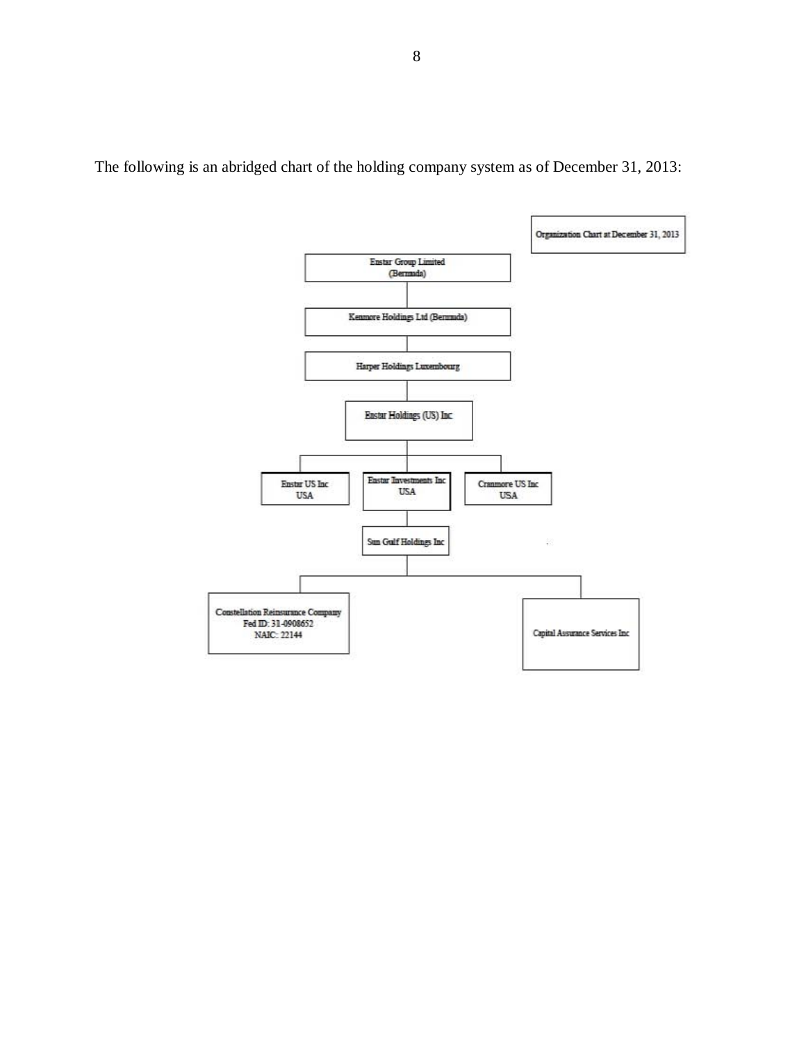The following is an abridged chart of the holding company system as of December 31, 2013:

Organization Chart at December 31, 2013

- Enstar Group Limited (Bermuda)
  - Kenmore Holdings Ltd (Bermuda)
    - Harper Holdings Luxembourg
      - Enstar Holdings (US) Inc
        - Enstar US Inc USA
        - Enstar Investments Inc USA
          - Sun Gulf Holdings Inc
            - Constellation Reinsurance Company Fed ID: 31-0908652 NAIC: 22144
            - Capital Assurance Services Inc
        - Cranmore US Inc USA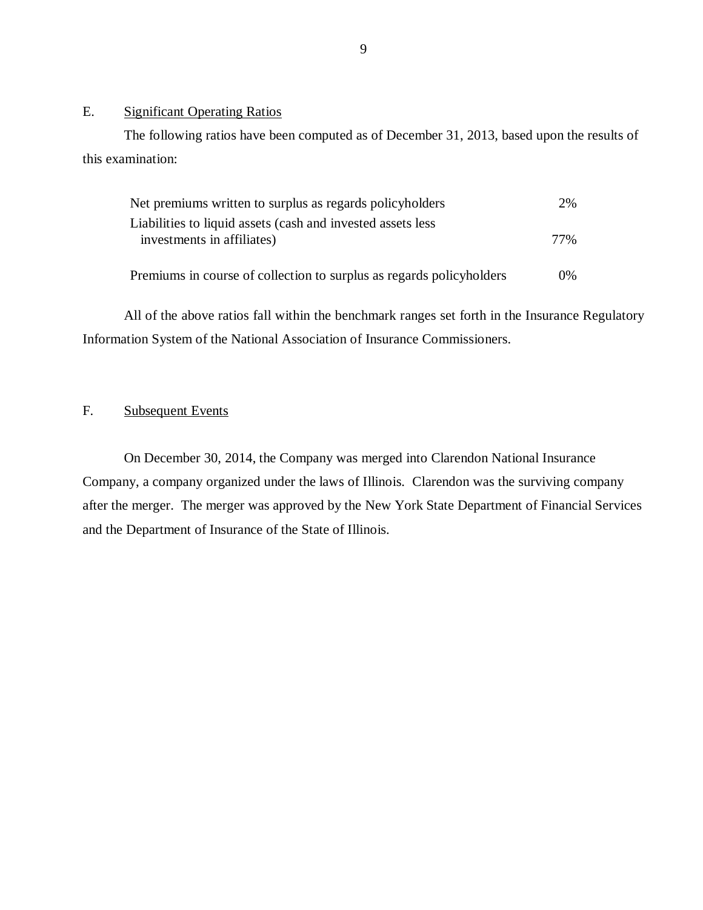## E. Significant Operating Ratios

The following ratios have been computed as of December 31, 2013, based upon the results of this examination:

| | |
|---|---|
| Net premiums written to surplus as regards policyholders | 2% |
| Liabilities to liquid assets (cash and invested assets less investments in affiliates) | 77% |
| Premiums in course of collection to surplus as regards policyholders | 0% |

All of the above ratios fall within the benchmark ranges set forth in the Insurance Regulatory Information System of the National Association of Insurance Commissioners.

## F. Subsequent Events

On December 30, 2014, the Company was merged into Clarendon National Insurance Company, a company organized under the laws of Illinois. Clarendon was the surviving company after the merger. The merger was approved by the New York State Department of Financial Services and the Department of Insurance of the State of Illinois.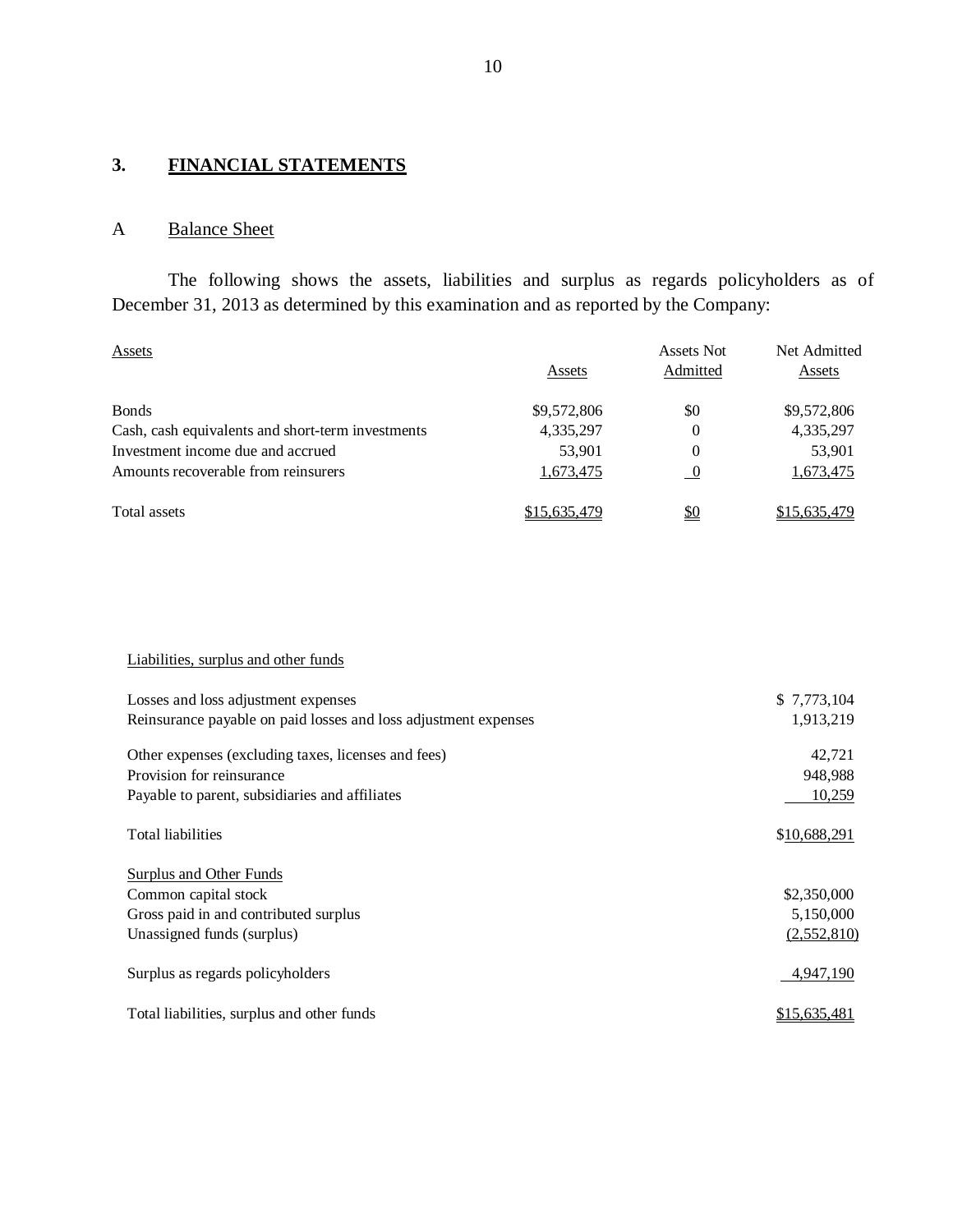## 3. FINANCIAL STATEMENTS

### A Balance Sheet

The following shows the assets, liabilities and surplus as regards policyholders as of December 31, 2013 as determined by this examination and as reported by the Company:

| Assets | Assets | Assets Not Admitted | Net Admitted Assets |
|---|---|---|---|
| Bonds | $9,572,806 | $0 | $9,572,806 |
| Cash, cash equivalents and short-term investments | 4,335,297 | 0 | 4,335,297 |
| Investment income due and accrued | 53,901 | 0 | 53,901 |
| Amounts recoverable from reinsurers | 1,673,475 | 0 | 1,673,475 |
| Total assets | $15,635,479 | $0 | $15,635,479 |

| Liabilities, surplus and other funds | |
|---|---|
| Losses and loss adjustment expenses | $ 7,773,104 |
| Reinsurance payable on paid losses and loss adjustment expenses | 1,913,219 |
| Other expenses (excluding taxes, licenses and fees) | 42,721 |
| Provision for reinsurance | 948,988 |
| Payable to parent, subsidiaries and affiliates | 10,259 |
| Total liabilities | $10,688,291 |
| Surplus and Other Funds | |
| Common capital stock | $2,350,000 |
| Gross paid in and contributed surplus | 5,150,000 |
| Unassigned funds (surplus) | (2,552,810) |
| Surplus as regards policyholders | 4,947,190 |
| Total liabilities, surplus and other funds | $15,635,481 |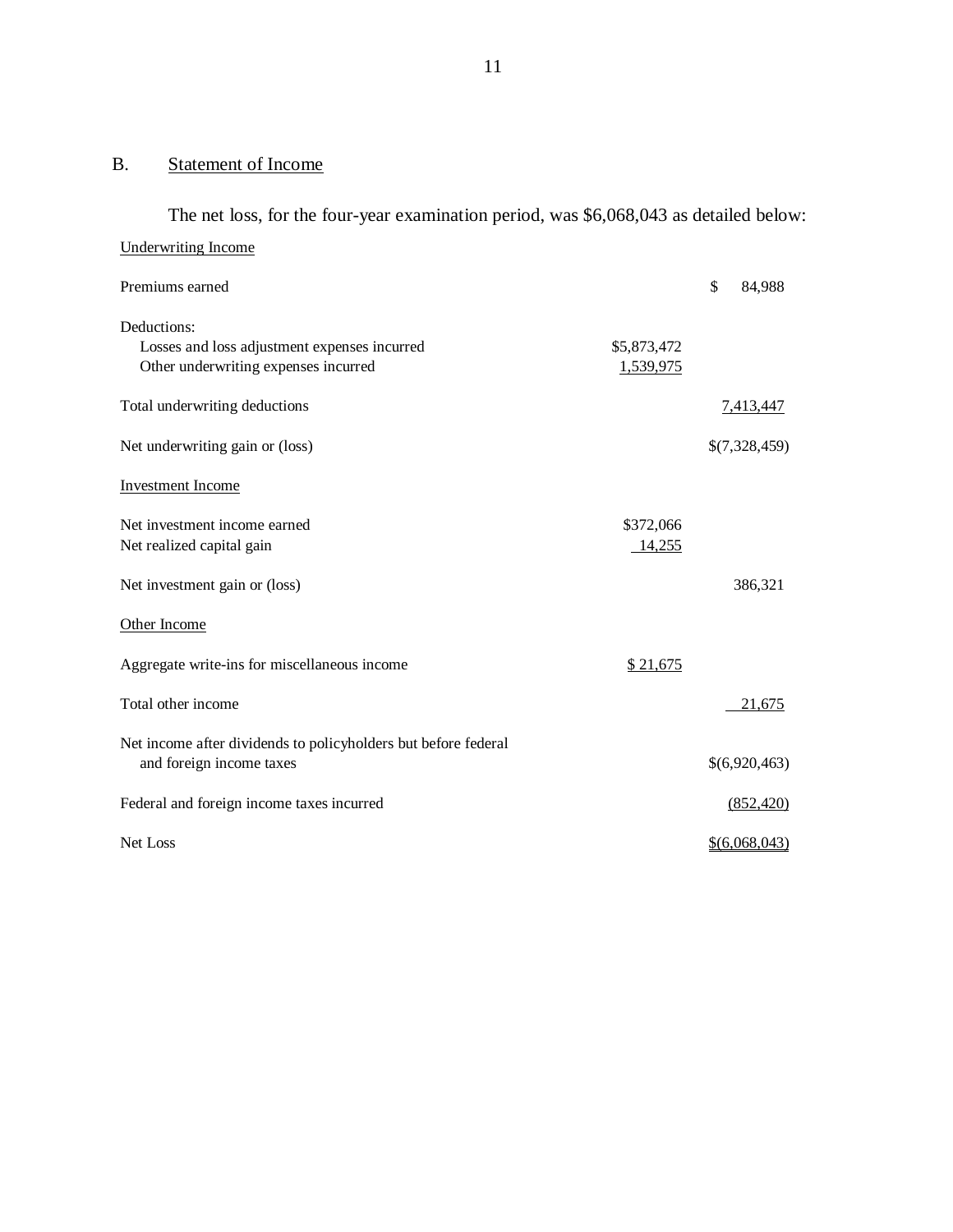## B. Statement of Income

The net loss, for the four-year examination period, was $6,068,043 as detailed below:

| | | |
|---|---|---|
| Underwriting Income | | |
| Premiums earned | | $ 84,988 |
| Deductions: | | |
| Losses and loss adjustment expenses incurred | $5,873,472 | |
| Other underwriting expenses incurred | 1,539,975 | |
| Total underwriting deductions | | 7,413,447 |
| Net underwriting gain or (loss) | | $(7,328,459) |
| Investment Income | | |
| Net investment income earned | $372,066 | |
| Net realized capital gain | 14,255 | |
| Net investment gain or (loss) | | 386,321 |
| Other Income | | |
| Aggregate write-ins for miscellaneous income | $ 21,675 | |
| Total other income | | 21,675 |
| Net income after dividends to policyholders but before federal and foreign income taxes | | $(6,920,463) |
| Federal and foreign income taxes incurred | | (852,420) |
| Net Loss | | $(6,068,043) |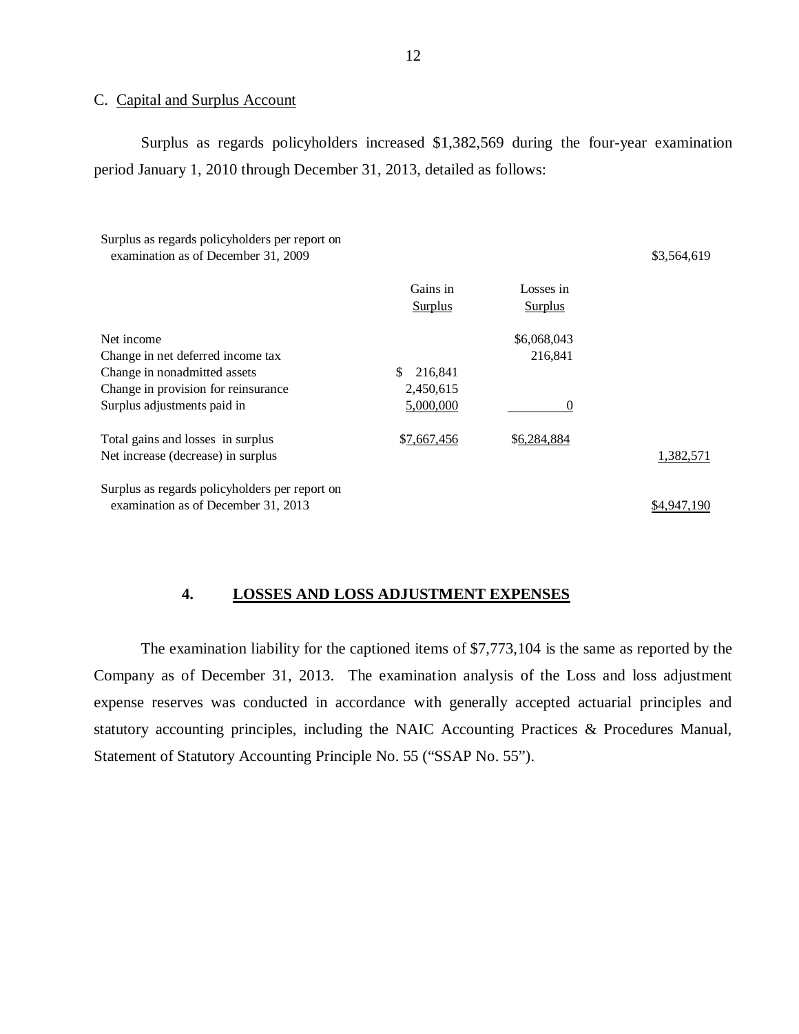C. Capital and Surplus Account

Surplus as regards policyholders increased $1,382,569 during the four-year examination period January 1, 2010 through December 31, 2013, detailed as follows:

| | Gains in Surplus | Losses in Surplus | |
|---|---|---|---|
| Surplus as regards policyholders per report on examination as of December 31, 2009 | | | $3,564,619 |
| Net income | | $6,068,043 | |
| Change in net deferred income tax | | 216,841 | |
| Change in nonadmitted assets | $ 216,841 | | |
| Change in provision for reinsurance | 2,450,615 | | |
| Surplus adjustments paid in | 5,000,000 | 0 | |
| Total gains and losses in surplus | $7,667,456 | $6,284,884 | |
| Net increase (decrease) in surplus | | | 1,382,571 |
| Surplus as regards policyholders per report on examination as of December 31, 2013 | | | $4,947,190 |

## 4. LOSSES AND LOSS ADJUSTMENT EXPENSES

The examination liability for the captioned items of $7,773,104 is the same as reported by the Company as of December 31, 2013. The examination analysis of the Loss and loss adjustment expense reserves was conducted in accordance with generally accepted actuarial principles and statutory accounting principles, including the NAIC Accounting Practices & Procedures Manual, Statement of Statutory Accounting Principle No. 55 ("SSAP No. 55").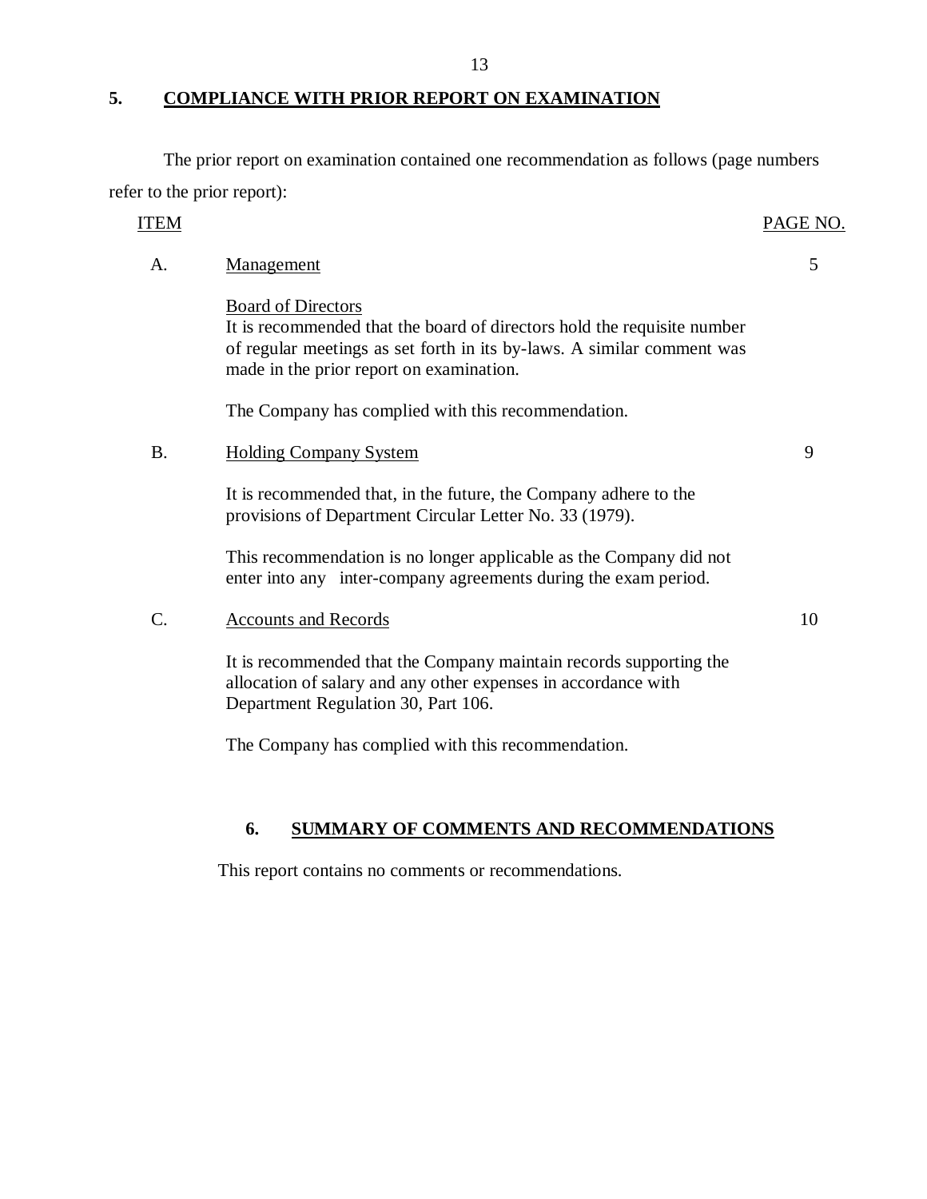## 5. COMPLIANCE WITH PRIOR REPORT ON EXAMINATION

The prior report on examination contained one recommendation as follows (page numbers refer to the prior report):

| ITEM | | PAGE NO. |
|---|---|---|
| A. | Management | 5 |
| | Board of Directors<br>It is recommended that the board of directors hold the requisite number of regular meetings as set forth in its by-laws. A similar comment was made in the prior report on examination.<br><br>The Company has complied with this recommendation. | |
| B. | Holding Company System | 9 |
| | It is recommended that, in the future, the Company adhere to the provisions of Department Circular Letter No. 33 (1979).<br><br>This recommendation is no longer applicable as the Company did not enter into any inter-company agreements during the exam period. | |
| C. | Accounts and Records | 10 |
| | It is recommended that the Company maintain records supporting the allocation of salary and any other expenses in accordance with Department Regulation 30, Part 106.<br><br>The Company has complied with this recommendation. | |

## 6. SUMMARY OF COMMENTS AND RECOMMENDATIONS

This report contains no comments or recommendations.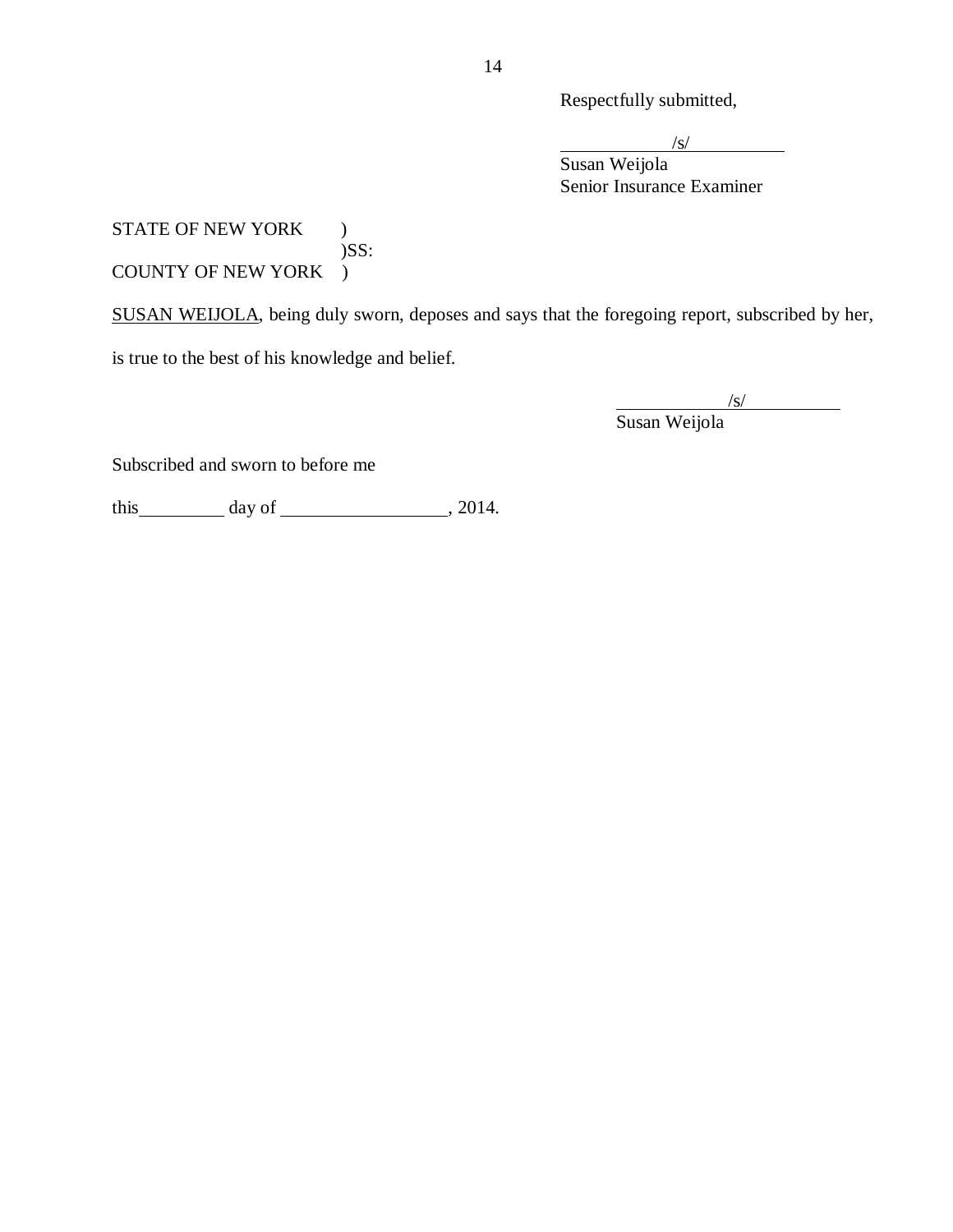Respectfully submitted,

/s/

Susan Weijola
Senior Insurance Examiner

STATE OF NEW YORK )
)SS:
COUNTY OF NEW YORK )

SUSAN WEIJOLA, being duly sworn, deposes and says that the foregoing report, subscribed by her, is true to the best of his knowledge and belief.

/s/

Susan Weijola

Subscribed and sworn to before me

this\_\_\_\_\_\_\_\_\_ day of \_\_\_\_\_\_\_\_\_\_\_\_\_\_\_\_\_\_, 2014.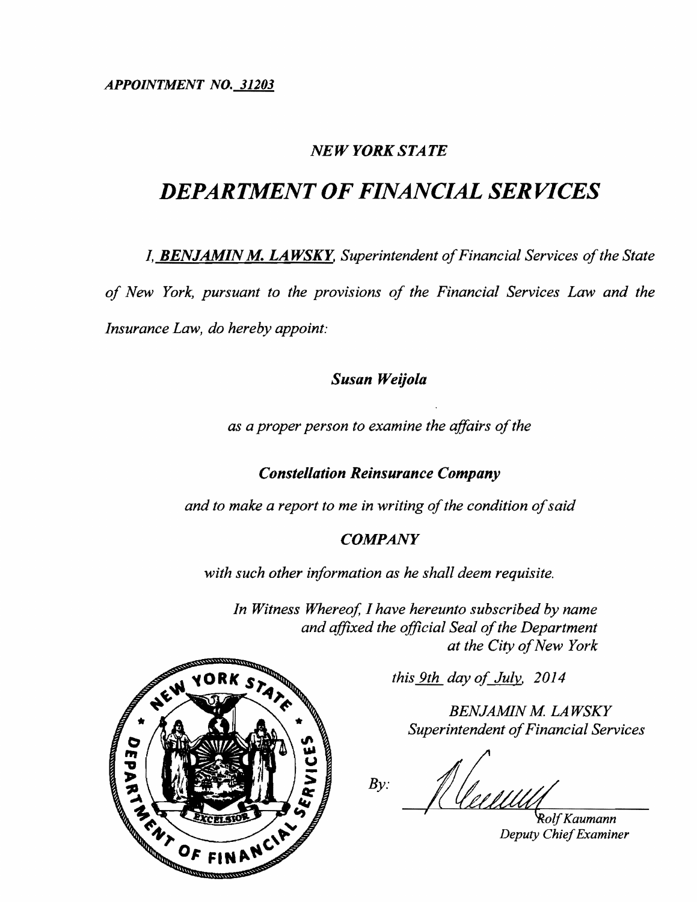*APPOINTMENT NO. 31203*

## *NEW YORK STATE*

# *DEPARTMENT OF FINANCIAL SERVICES*

*I, **BENJAMIN M. LAWSKY**, Superintendent of Financial Services of the State of New York, pursuant to the provisions of the Financial Services Law and the Insurance Law, do hereby appoint:*

***Susan Weijola***

*as a proper person to examine the affairs of the*

***Constellation Reinsurance Company***

*and to make a report to me in writing of the condition of said*

***COMPANY***

*with such other information as he shall deem requisite.*

*In Witness Whereof, I have hereunto subscribed by name and affixed the official Seal of the Department at the City of New York*

*this 9th day of July, 2014*

*BENJAMIN M. LAWSKY*
*Superintendent of Financial Services*

*By:*

*Rolf Kaumann*
*Deputy Chief Examiner*